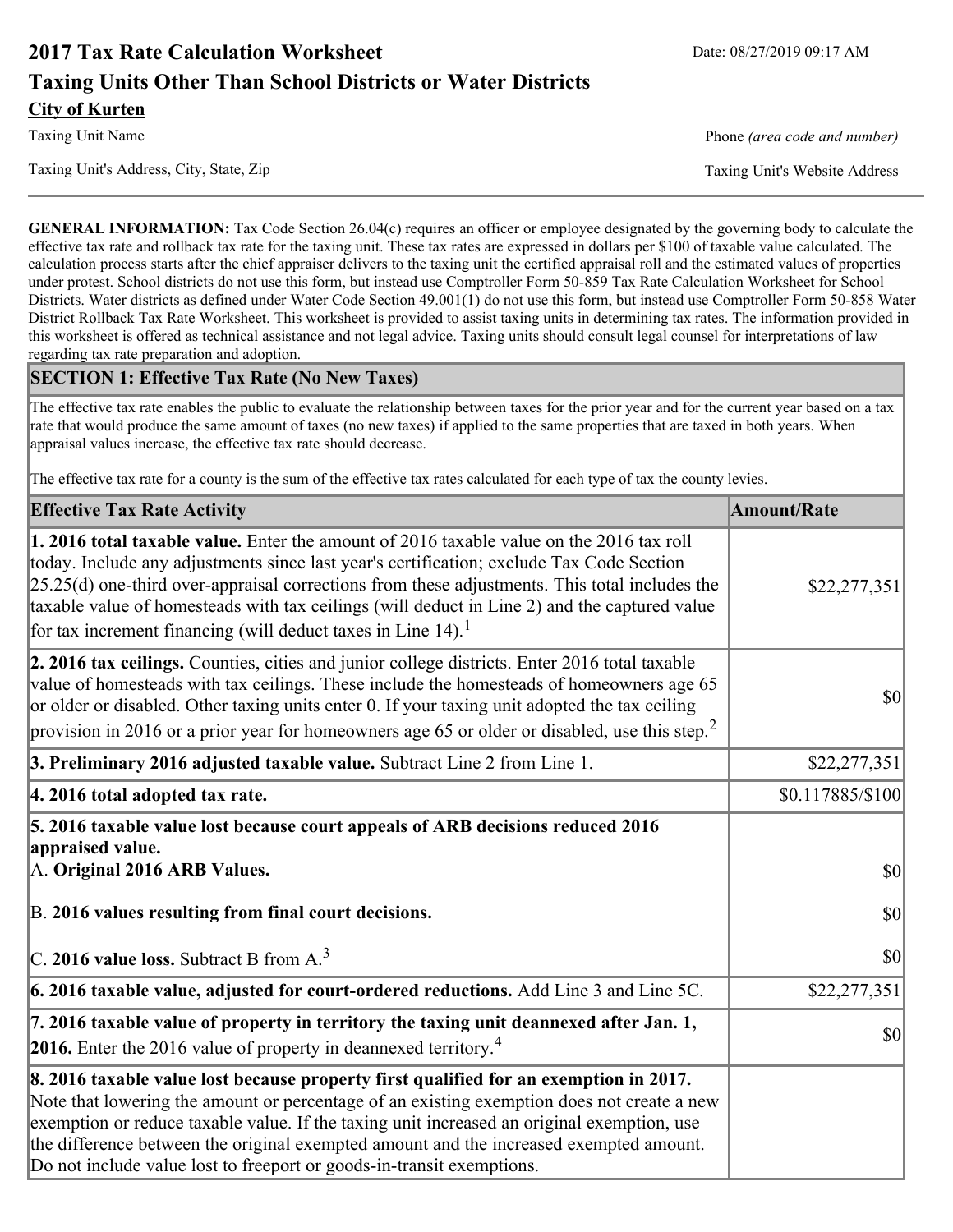# 2017 Tax Rate Calculation Worksheet

Date: 08/27/2019 09:17 AM

## Taxing Units Other Than School Districts or Water Districts

**City of Kurten**

Taxing Unit Name

Phone *(area code and number)*

Taxing Unit's Address, City, State, Zip

Taxing Unit's Website Address

---

**GENERAL INFORMATION:** Tax Code Section 26.04(c) requires an officer or employee designated by the governing body to calculate the effective tax rate and rollback tax rate for the taxing unit. These tax rates are expressed in dollars per $100 of taxable value calculated. The calculation process starts after the chief appraiser delivers to the taxing unit the certified appraisal roll and the estimated values of properties under protest. School districts do not use this form, but instead use Comptroller Form 50-859 Tax Rate Calculation Worksheet for School Districts. Water districts as defined under Water Code Section 49.001(1) do not use this form, but instead use Comptroller Form 50-858 Water District Rollback Tax Rate Worksheet. This worksheet is provided to assist taxing units in determining tax rates. The information provided in this worksheet is offered as technical assistance and not legal advice. Taxing units should consult legal counsel for interpretations of law regarding tax rate preparation and adoption.

### SECTION 1: Effective Tax Rate (No New Taxes)

The effective tax rate enables the public to evaluate the relationship between taxes for the prior year and for the current year based on a tax rate that would produce the same amount of taxes (no new taxes) if applied to the same properties that are taxed in both years. When appraisal values increase, the effective tax rate should decrease.

The effective tax rate for a county is the sum of the effective tax rates calculated for each type of tax the county levies.

| Effective Tax Rate Activity | Amount/Rate |
|---|---|
| **1. 2016 total taxable value.** Enter the amount of 2016 taxable value on the 2016 tax roll today. Include any adjustments since last year's certification; exclude Tax Code Section 25.25(d) one-third over-appraisal corrections from these adjustments. This total includes the taxable value of homesteads with tax ceilings (will deduct in Line 2) and the captured value for tax increment financing (will deduct taxes in Line 14).[1] | $22,277,351 |
| **2. 2016 tax ceilings.** Counties, cities and junior college districts. Enter 2016 total taxable value of homesteads with tax ceilings. These include the homesteads of homeowners age 65 or older or disabled. Other taxing units enter 0. If your taxing unit adopted the tax ceiling provision in 2016 or a prior year for homeowners age 65 or older or disabled, use this step.[2] | $0 |
| **3. Preliminary 2016 adjusted taxable value.** Subtract Line 2 from Line 1. | $22,277,351 |
| **4. 2016 total adopted tax rate.** | $0.117885/$100 |
| **5. 2016 taxable value lost because court appeals of ARB decisions reduced 2016 appraised value.** | |
| A. **Original 2016 ARB Values.** | $0 |
| B. **2016 values resulting from final court decisions.** | $0 |
| C. **2016 value loss.** Subtract B from A.[3] | $0 |
| **6. 2016 taxable value, adjusted for court-ordered reductions.** Add Line 3 and Line 5C. | $22,277,351 |
| **7. 2016 taxable value of property in territory the taxing unit deannexed after Jan. 1, 2016.** Enter the 2016 value of property in deannexed territory.[4] | $0 |
| **8. 2016 taxable value lost because property first qualified for an exemption in 2017.** Note that lowering the amount or percentage of an existing exemption does not create a new exemption or reduce taxable value. If the taxing unit increased an original exemption, use the difference between the original exempted amount and the increased exempted amount. Do not include value lost to freeport or goods-in-transit exemptions. | |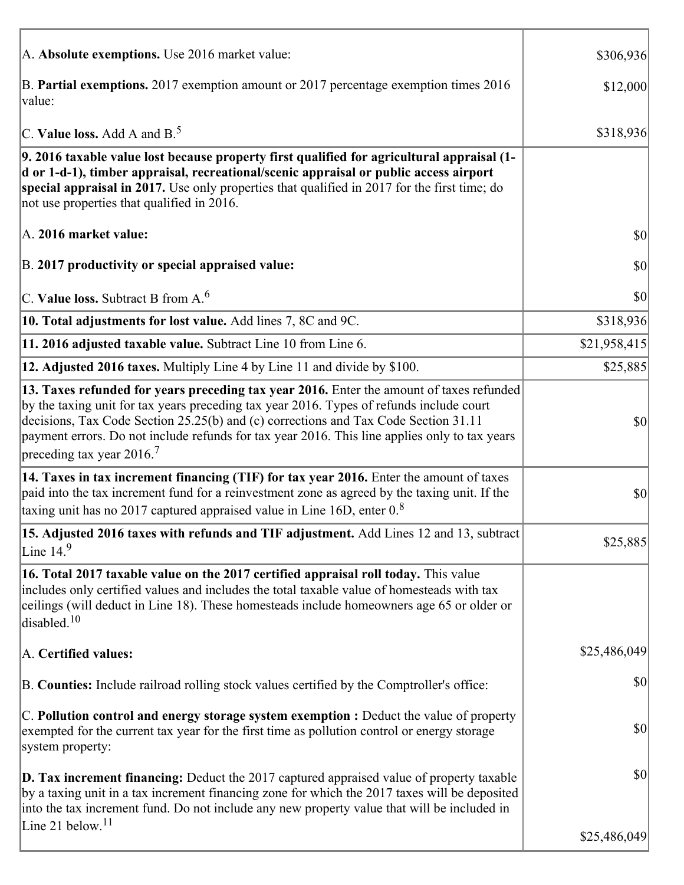| | |
|---|---|
| A. **Absolute exemptions.** Use 2016 market value: | $306,936 |
| B. **Partial exemptions.** 2017 exemption amount or 2017 percentage exemption times 2016 value: | $12,000 |
| C. **Value loss.** Add A and B.[5] | $318,936 |
| **9. 2016 taxable value lost because property first qualified for agricultural appraisal (1-d or 1-d-1), timber appraisal, recreational/scenic appraisal or public access airport special appraisal in 2017.** Use only properties that qualified in 2017 for the first time; do not use properties that qualified in 2016. | |
| A. **2016 market value:** | $0 |
| B. **2017 productivity or special appraised value:** | $0 |
| C. **Value loss.** Subtract B from A.[6] | $0 |
| **10. Total adjustments for lost value.** Add lines 7, 8C and 9C. | $318,936 |
| **11. 2016 adjusted taxable value.** Subtract Line 10 from Line 6. | $21,958,415 |
| **12. Adjusted 2016 taxes.** Multiply Line 4 by Line 11 and divide by $100. | $25,885 |
| **13. Taxes refunded for years preceding tax year 2016.** Enter the amount of taxes refunded by the taxing unit for tax years preceding tax year 2016. Types of refunds include court decisions, Tax Code Section 25.25(b) and (c) corrections and Tax Code Section 31.11 payment errors. Do not include refunds for tax year 2016. This line applies only to tax years preceding tax year 2016.[7] | $0 |
| **14. Taxes in tax increment financing (TIF) for tax year 2016.** Enter the amount of taxes paid into the tax increment fund for a reinvestment zone as agreed by the taxing unit. If the taxing unit has no 2017 captured appraised value in Line 16D, enter 0.[8] | $0 |
| **15. Adjusted 2016 taxes with refunds and TIF adjustment.** Add Lines 12 and 13, subtract Line 14.[9] | $25,885 |
| **16. Total 2017 taxable value on the 2017 certified appraisal roll today.** This value includes only certified values and includes the total taxable value of homesteads with tax ceilings (will deduct in Line 18). These homesteads include homeowners age 65 or older or disabled.[10] | |
| A. **Certified values:** | $25,486,049 |
| B. **Counties:** Include railroad rolling stock values certified by the Comptroller's office: | $0 |
| C. **Pollution control and energy storage system exemption :** Deduct the value of property exempted for the current tax year for the first time as pollution control or energy storage system property: | $0 |
| **D. Tax increment financing:** Deduct the 2017 captured appraised value of property taxable by a taxing unit in a tax increment financing zone for which the 2017 taxes will be deposited into the tax increment fund. Do not include any new property value that will be included in Line 21 below.[11] | $0<br><br>$25,486,049 |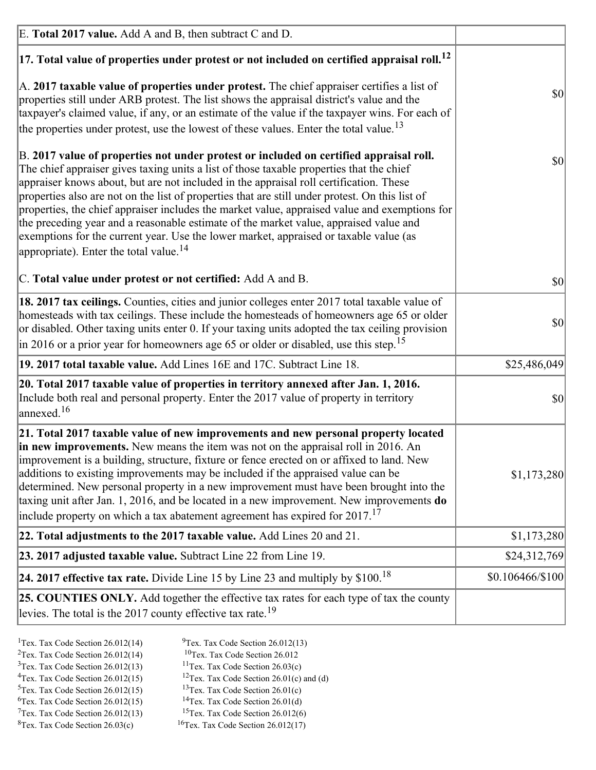| | |
|---|---|
| E. **Total 2017 value.** Add A and B, then subtract C and D. | |
| **17. Total value of properties under protest or not included on certified appraisal roll.**[12] | |
| A. **2017 taxable value of properties under protest.** The chief appraiser certifies a list of properties still under ARB protest. The list shows the appraisal district's value and the taxpayer's claimed value, if any, or an estimate of the value if the taxpayer wins. For each of the properties under protest, use the lowest of these values. Enter the total value.[13] | $0 |
| B. **2017 value of properties not under protest or included on certified appraisal roll.** The chief appraiser gives taxing units a list of those taxable properties that the chief appraiser knows about, but are not included in the appraisal roll certification. These properties also are not on the list of properties that are still under protest. On this list of properties, the chief appraiser includes the market value, appraised value and exemptions for the preceding year and a reasonable estimate of the market value, appraised value and exemptions for the current year. Use the lower market, appraised or taxable value (as appropriate). Enter the total value.[14] | $0 |
| C. **Total value under protest or not certified:** Add A and B. | $0 |
| **18. 2017 tax ceilings.** Counties, cities and junior colleges enter 2017 total taxable value of homesteads with tax ceilings. These include the homesteads of homeowners age 65 or older or disabled. Other taxing units enter 0. If your taxing units adopted the tax ceiling provision in 2016 or a prior year for homeowners age 65 or older or disabled, use this step.[15] | $0 |
| **19. 2017 total taxable value.** Add Lines 16E and 17C. Subtract Line 18. | $25,486,049 |
| **20. Total 2017 taxable value of properties in territory annexed after Jan. 1, 2016.** Include both real and personal property. Enter the 2017 value of property in territory annexed.[16] | $0 |
| **21. Total 2017 taxable value of new improvements and new personal property located in new improvements.** New means the item was not on the appraisal roll in 2016. An improvement is a building, structure, fixture or fence erected on or affixed to land. New additions to existing improvements may be included if the appraised value can be determined. New personal property in a new improvement must have been brought into the taxing unit after Jan. 1, 2016, and be located in a new improvement. New improvements **do** include property on which a tax abatement agreement has expired for 2017.[17] | $1,173,280 |
| **22. Total adjustments to the 2017 taxable value.** Add Lines 20 and 21. | $1,173,280 |
| **23. 2017 adjusted taxable value.** Subtract Line 22 from Line 19. | $24,312,769 |
| **24. 2017 effective tax rate.** Divide Line 15 by Line 23 and multiply by $100.[18] | $0.106466/$100 |
| **25. COUNTIES ONLY.** Add together the effective tax rates for each type of tax the county levies. The total is the 2017 county effective tax rate.[19] | |

[1]Tex. Tax Code Section 26.012(14)
[2]Tex. Tax Code Section 26.012(14)
[3]Tex. Tax Code Section 26.012(13)
[4]Tex. Tax Code Section 26.012(15)
[5]Tex. Tax Code Section 26.012(15)
[6]Tex. Tax Code Section 26.012(15)
[7]Tex. Tax Code Section 26.012(13)
[8]Tex. Tax Code Section 26.03(c)
[9]Tex. Tax Code Section 26.012(13)
[10]Tex. Tax Code Section 26.012
[11]Tex. Tax Code Section 26.03(c)
[12]Tex. Tax Code Section 26.01(c) and (d)
[13]Tex. Tax Code Section 26.01(c)
[14]Tex. Tax Code Section 26.01(d)
[15]Tex. Tax Code Section 26.012(6)
[16]Tex. Tax Code Section 26.012(17)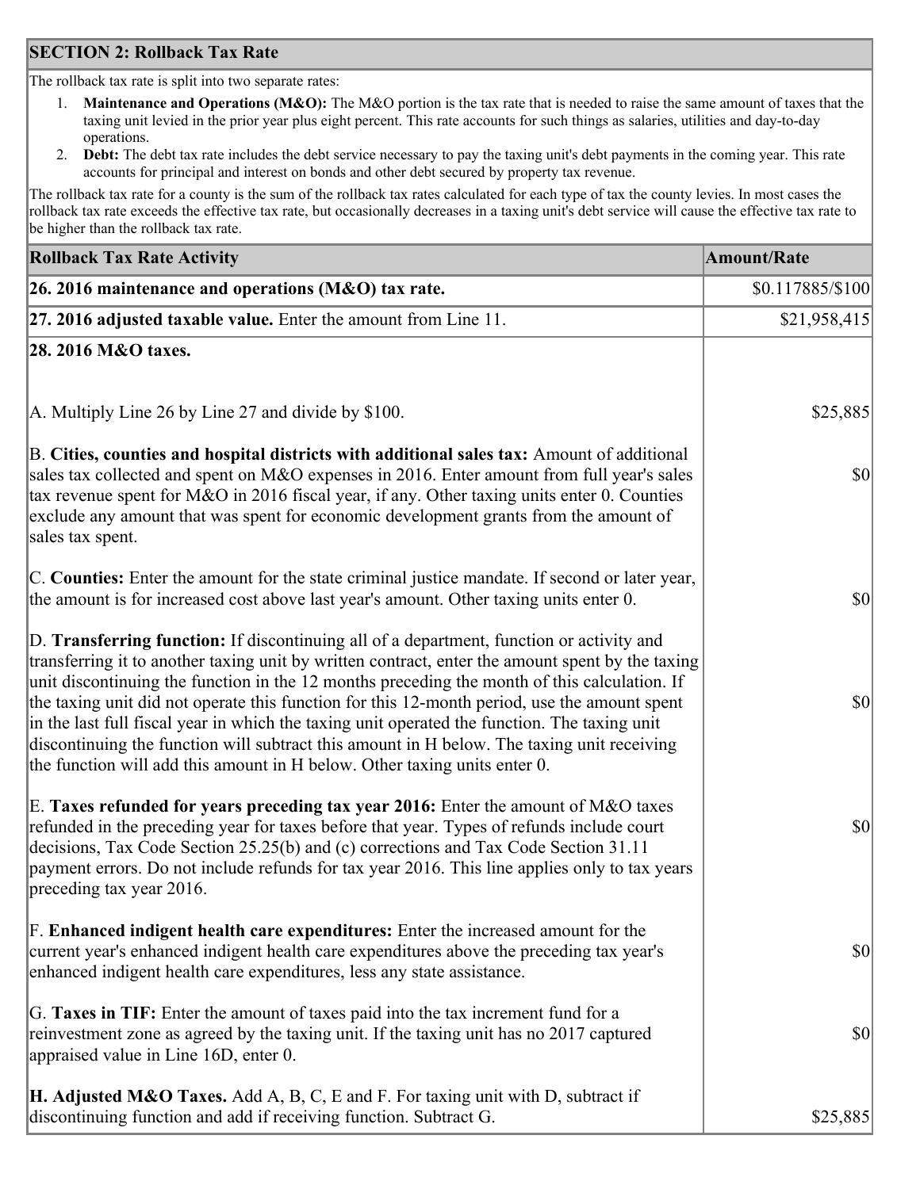## SECTION 2: Rollback Tax Rate

The rollback tax rate is split into two separate rates:

1. **Maintenance and Operations (M&O):** The M&O portion is the tax rate that is needed to raise the same amount of taxes that the taxing unit levied in the prior year plus eight percent. This rate accounts for such things as salaries, utilities and day-to-day operations.
2. **Debt:** The debt tax rate includes the debt service necessary to pay the taxing unit's debt payments in the coming year. This rate accounts for principal and interest on bonds and other debt secured by property tax revenue.

The rollback tax rate for a county is the sum of the rollback tax rates calculated for each type of tax the county levies. In most cases the rollback tax rate exceeds the effective tax rate, but occasionally decreases in a taxing unit's debt service will cause the effective tax rate to be higher than the rollback tax rate.

| Rollback Tax Rate Activity | Amount/Rate |
|---|---|
| **26. 2016 maintenance and operations (M&O) tax rate.** | $0.117885/$100 |
| **27. 2016 adjusted taxable value.** Enter the amount from Line 11. | $21,958,415 |
| **28. 2016 M&O taxes.** | |
| A. Multiply Line 26 by Line 27 and divide by $100. | $25,885 |
| B. **Cities, counties and hospital districts with additional sales tax:** Amount of additional sales tax collected and spent on M&O expenses in 2016. Enter amount from full year's sales tax revenue spent for M&O in 2016 fiscal year, if any. Other taxing units enter 0. Counties exclude any amount that was spent for economic development grants from the amount of sales tax spent. | $0 |
| C. **Counties:** Enter the amount for the state criminal justice mandate. If second or later year, the amount is for increased cost above last year's amount. Other taxing units enter 0. | $0 |
| D. **Transferring function:** If discontinuing all of a department, function or activity and transferring it to another taxing unit by written contract, enter the amount spent by the taxing unit discontinuing the function in the 12 months preceding the month of this calculation. If the taxing unit did not operate this function for this 12-month period, use the amount spent in the last full fiscal year in which the taxing unit operated the function. The taxing unit discontinuing the function will subtract this amount in H below. The taxing unit receiving the function will add this amount in H below. Other taxing units enter 0. | $0 |
| E. **Taxes refunded for years preceding tax year 2016:** Enter the amount of M&O taxes refunded in the preceding year for taxes before that year. Types of refunds include court decisions, Tax Code Section 25.25(b) and (c) corrections and Tax Code Section 31.11 payment errors. Do not include refunds for tax year 2016. This line applies only to tax years preceding tax year 2016. | $0 |
| F. **Enhanced indigent health care expenditures:** Enter the increased amount for the current year's enhanced indigent health care expenditures above the preceding tax year's enhanced indigent health care expenditures, less any state assistance. | $0 |
| G. **Taxes in TIF:** Enter the amount of taxes paid into the tax increment fund for a reinvestment zone as agreed by the taxing unit. If the taxing unit has no 2017 captured appraised value in Line 16D, enter 0. | $0 |
| **H. Adjusted M&O Taxes.** Add A, B, C, E and F. For taxing unit with D, subtract if discontinuing function and add if receiving function. Subtract G. | $25,885 |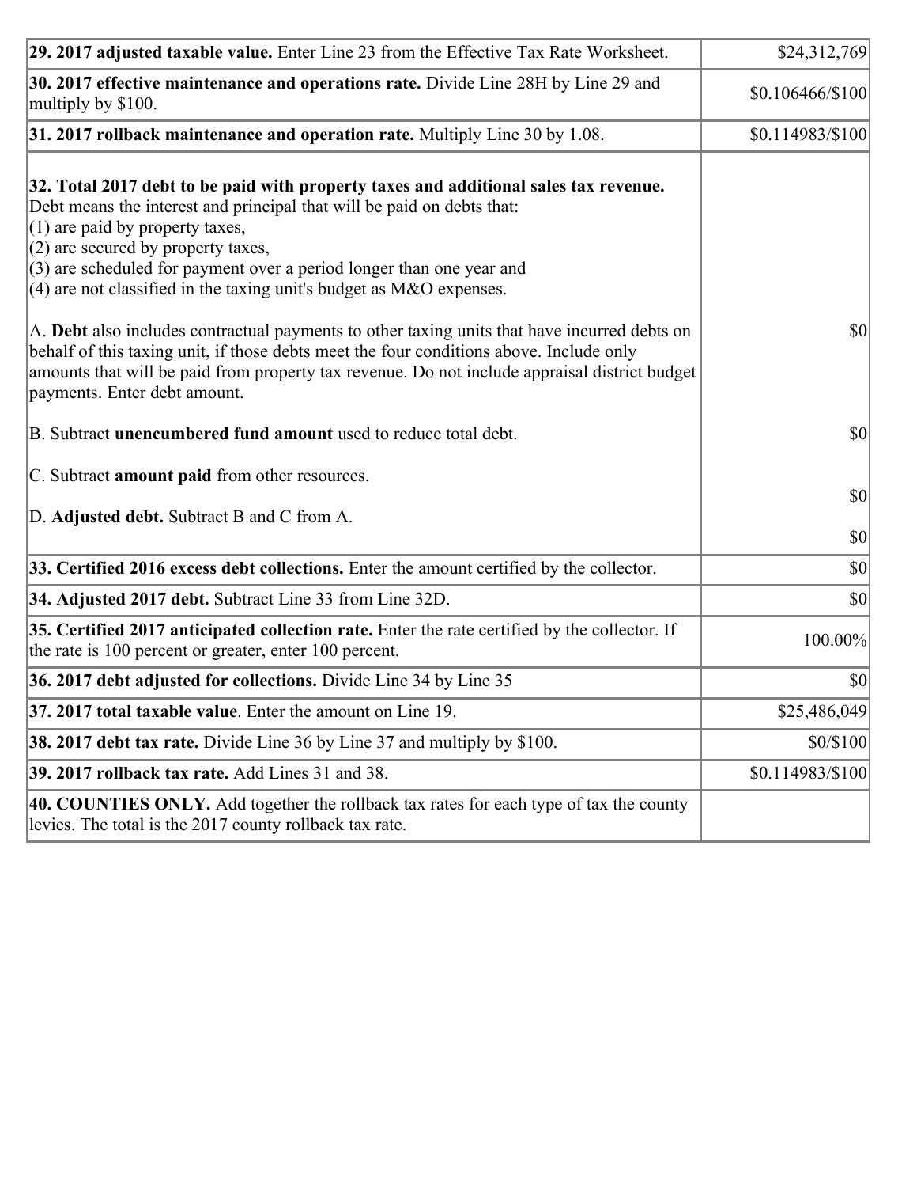| | |
|---|---|
| **29. 2017 adjusted taxable value.** Enter Line 23 from the Effective Tax Rate Worksheet. | $24,312,769 |
| **30. 2017 effective maintenance and operations rate.** Divide Line 28H by Line 29 and multiply by $100. | $0.106466/$100 |
| **31. 2017 rollback maintenance and operation rate.** Multiply Line 30 by 1.08. | $0.114983/$100 |
| **32. Total 2017 debt to be paid with property taxes and additional sales tax revenue.** Debt means the interest and principal that will be paid on debts that:<br>(1) are paid by property taxes,<br>(2) are secured by property taxes,<br>(3) are scheduled for payment over a period longer than one year and<br>(4) are not classified in the taxing unit's budget as M&O expenses. | |
| A. **Debt** also includes contractual payments to other taxing units that have incurred debts on behalf of this taxing unit, if those debts meet the four conditions above. Include only amounts that will be paid from property tax revenue. Do not include appraisal district budget payments. Enter debt amount. | $0 |
| B. Subtract **unencumbered fund amount** used to reduce total debt. | $0 |
| C. Subtract **amount paid** from other resources. | $0 |
| D. **Adjusted debt.** Subtract B and C from A. | $0 |
| **33. Certified 2016 excess debt collections.** Enter the amount certified by the collector. | $0 |
| **34. Adjusted 2017 debt.** Subtract Line 33 from Line 32D. | $0 |
| **35. Certified 2017 anticipated collection rate.** Enter the rate certified by the collector. If the rate is 100 percent or greater, enter 100 percent. | 100.00% |
| **36. 2017 debt adjusted for collections.** Divide Line 34 by Line 35 | $0 |
| **37. 2017 total taxable value**. Enter the amount on Line 19. | $25,486,049 |
| **38. 2017 debt tax rate.** Divide Line 36 by Line 37 and multiply by $100. | $0/$100 |
| **39. 2017 rollback tax rate.** Add Lines 31 and 38. | $0.114983/$100 |
| **40. COUNTIES ONLY.** Add together the rollback tax rates for each type of tax the county levies. The total is the 2017 county rollback tax rate. | |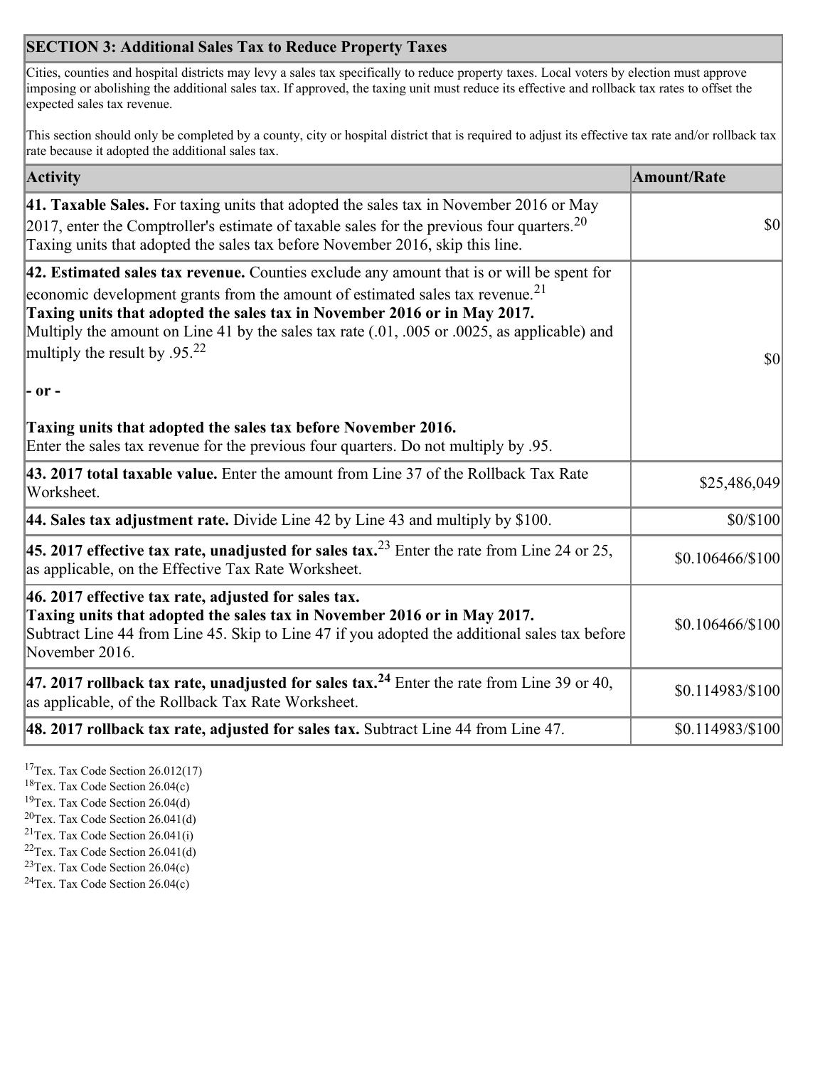## SECTION 3: Additional Sales Tax to Reduce Property Taxes

Cities, counties and hospital districts may levy a sales tax specifically to reduce property taxes. Local voters by election must approve imposing or abolishing the additional sales tax. If approved, the taxing unit must reduce its effective and rollback tax rates to offset the expected sales tax revenue.

This section should only be completed by a county, city or hospital district that is required to adjust its effective tax rate and/or rollback tax rate because it adopted the additional sales tax.

| Activity | Amount/Rate |
|---|---|
| **41. Taxable Sales.** For taxing units that adopted the sales tax in November 2016 or May 2017, enter the Comptroller's estimate of taxable sales for the previous four quarters.[20] Taxing units that adopted the sales tax before November 2016, skip this line. | $0 |
| **42. Estimated sales tax revenue.** Counties exclude any amount that is or will be spent for economic development grants from the amount of estimated sales tax revenue.[21] **Taxing units that adopted the sales tax in November 2016 or in May 2017.** Multiply the amount on Line 41 by the sales tax rate (.01, .005 or .0025, as applicable) and multiply the result by .95.[22] **- or -** **Taxing units that adopted the sales tax before November 2016.** Enter the sales tax revenue for the previous four quarters. Do not multiply by .95. | $0 |
| **43. 2017 total taxable value.** Enter the amount from Line 37 of the Rollback Tax Rate Worksheet. | $25,486,049 |
| **44. Sales tax adjustment rate.** Divide Line 42 by Line 43 and multiply by $100. | $0/$100 |
| **45. 2017 effective tax rate, unadjusted for sales tax.**[23] Enter the rate from Line 24 or 25, as applicable, on the Effective Tax Rate Worksheet. | $0.106466/$100 |
| **46. 2017 effective tax rate, adjusted for sales tax.** **Taxing units that adopted the sales tax in November 2016 or in May 2017.** Subtract Line 44 from Line 45. Skip to Line 47 if you adopted the additional sales tax before November 2016. | $0.106466/$100 |
| **47. 2017 rollback tax rate, unadjusted for sales tax.**[24] Enter the rate from Line 39 or 40, as applicable, of the Rollback Tax Rate Worksheet. | $0.114983/$100 |
| **48. 2017 rollback tax rate, adjusted for sales tax.** Subtract Line 44 from Line 47. | $0.114983/$100 |

[17] Tex. Tax Code Section 26.012(17)
[18] Tex. Tax Code Section 26.04(c)
[19] Tex. Tax Code Section 26.04(d)
[20] Tex. Tax Code Section 26.041(d)
[21] Tex. Tax Code Section 26.041(i)
[22] Tex. Tax Code Section 26.041(d)
[23] Tex. Tax Code Section 26.04(c)
[24] Tex. Tax Code Section 26.04(c)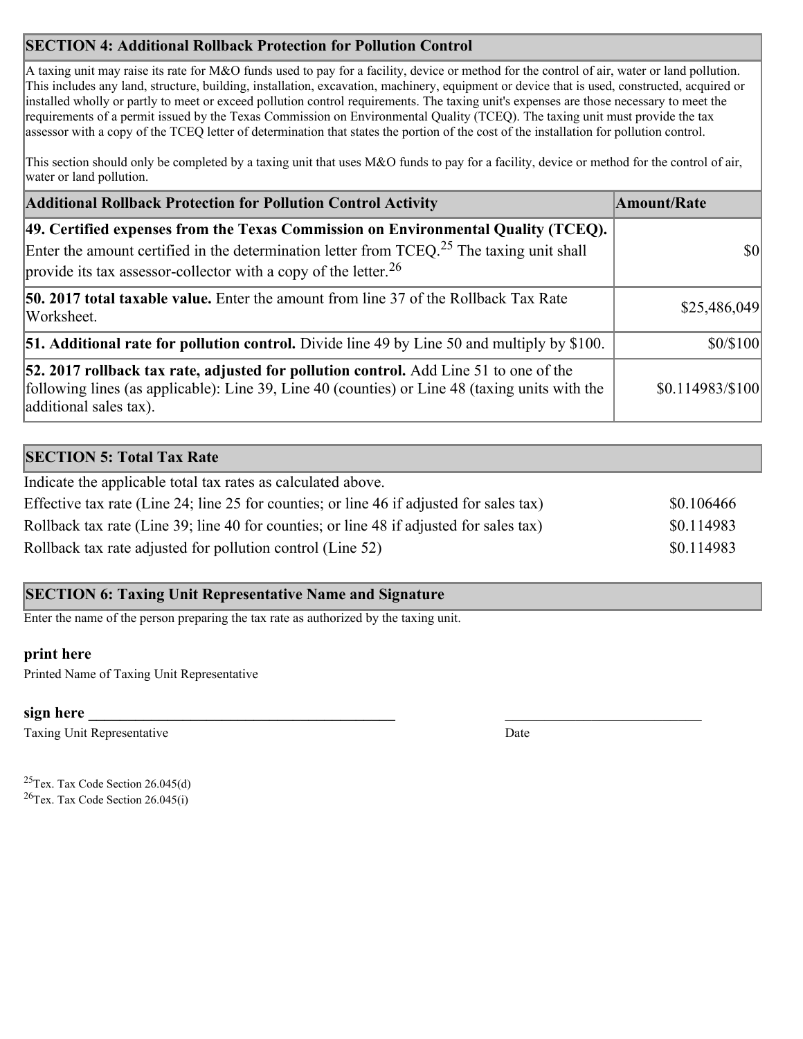## SECTION 4: Additional Rollback Protection for Pollution Control

A taxing unit may raise its rate for M&O funds used to pay for a facility, device or method for the control of air, water or land pollution. This includes any land, structure, building, installation, excavation, machinery, equipment or device that is used, constructed, acquired or installed wholly or partly to meet or exceed pollution control requirements. The taxing unit's expenses are those necessary to meet the requirements of a permit issued by the Texas Commission on Environmental Quality (TCEQ). The taxing unit must provide the tax assessor with a copy of the TCEQ letter of determination that states the portion of the cost of the installation for pollution control.

This section should only be completed by a taxing unit that uses M&O funds to pay for a facility, device or method for the control of air, water or land pollution.

| Additional Rollback Protection for Pollution Control Activity | Amount/Rate |
|---|---|
| **49. Certified expenses from the Texas Commission on Environmental Quality (TCEQ).** Enter the amount certified in the determination letter from TCEQ.[25] The taxing unit shall provide its tax assessor-collector with a copy of the letter.[26] | $0 |
| **50. 2017 total taxable value.** Enter the amount from line 37 of the Rollback Tax Rate Worksheet. | $25,486,049 |
| **51. Additional rate for pollution control.** Divide line 49 by Line 50 and multiply by $100. | $0/$100 |
| **52. 2017 rollback tax rate, adjusted for pollution control.** Add Line 51 to one of the following lines (as applicable): Line 39, Line 40 (counties) or Line 48 (taxing units with the additional sales tax). | $0.114983/$100 |

## SECTION 5: Total Tax Rate

Indicate the applicable total tax rates as calculated above.

| | |
|---|---|
| Effective tax rate (Line 24; line 25 for counties; or line 46 if adjusted for sales tax) | $0.106466 |
| Rollback tax rate (Line 39; line 40 for counties; or line 48 if adjusted for sales tax) | $0.114983 |
| Rollback tax rate adjusted for pollution control (Line 52) | $0.114983 |

## SECTION 6: Taxing Unit Representative Name and Signature

Enter the name of the person preparing the tax rate as authorized by the taxing unit.

**print here**

Printed Name of Taxing Unit Representative

**sign here** ________________________________________ ____________________________

Taxing Unit Representative Date

[25]Tex. Tax Code Section 26.045(d)
[26]Tex. Tax Code Section 26.045(i)